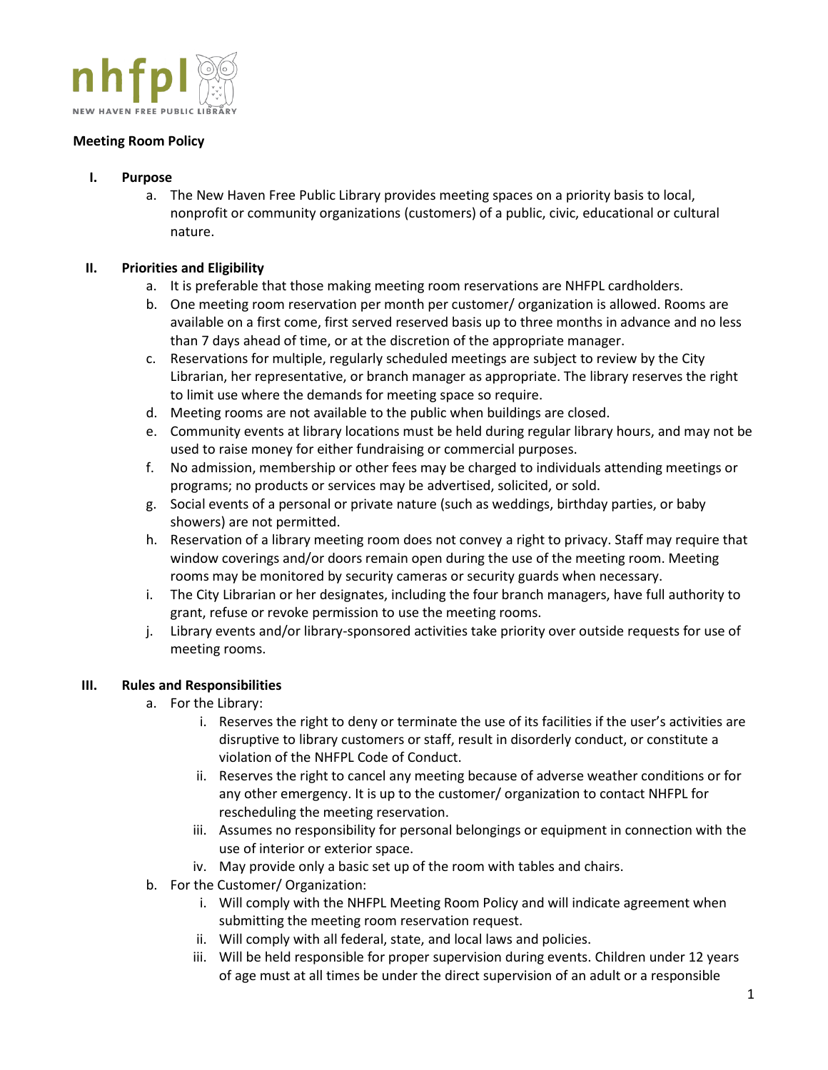nhfpl

NEW HAVEN FREE PUBLIC LIBRARY

**Meeting Room Policy**

**I. Purpose**

a. The New Haven Free Public Library provides meeting spaces on a priority basis to local, nonprofit or community organizations (customers) of a public, civic, educational or cultural nature.

**II. Priorities and Eligibility**

a. It is preferable that those making meeting room reservations are NHFPL cardholders.

b. One meeting room reservation per month per customer/ organization is allowed. Rooms are available on a first come, first served reserved basis up to three months in advance and no less than 7 days ahead of time, or at the discretion of the appropriate manager.

c. Reservations for multiple, regularly scheduled meetings are subject to review by the City Librarian, her representative, or branch manager as appropriate. The library reserves the right to limit use where the demands for meeting space so require.

d. Meeting rooms are not available to the public when buildings are closed.

e. Community events at library locations must be held during regular library hours, and may not be used to raise money for either fundraising or commercial purposes.

f. No admission, membership or other fees may be charged to individuals attending meetings or programs; no products or services may be advertised, solicited, or sold.

g. Social events of a personal or private nature (such as weddings, birthday parties, or baby showers) are not permitted.

h. Reservation of a library meeting room does not convey a right to privacy. Staff may require that window coverings and/or doors remain open during the use of the meeting room. Meeting rooms may be monitored by security cameras or security guards when necessary.

i. The City Librarian or her designates, including the four branch managers, have full authority to grant, refuse or revoke permission to use the meeting rooms.

j. Library events and/or library-sponsored activities take priority over outside requests for use of meeting rooms.

**III. Rules and Responsibilities**

a. For the Library:

   i. Reserves the right to deny or terminate the use of its facilities if the user's activities are disruptive to library customers or staff, result in disorderly conduct, or constitute a violation of the NHFPL Code of Conduct.

   ii. Reserves the right to cancel any meeting because of adverse weather conditions or for any other emergency. It is up to the customer/ organization to contact NHFPL for rescheduling the meeting reservation.

   iii. Assumes no responsibility for personal belongings or equipment in connection with the use of interior or exterior space.

   iv. May provide only a basic set up of the room with tables and chairs.

b. For the Customer/ Organization:

   i. Will comply with the NHFPL Meeting Room Policy and will indicate agreement when submitting the meeting room reservation request.

   ii. Will comply with all federal, state, and local laws and policies.

   iii. Will be held responsible for proper supervision during events. Children under 12 years of age must at all times be under the direct supervision of an adult or a responsible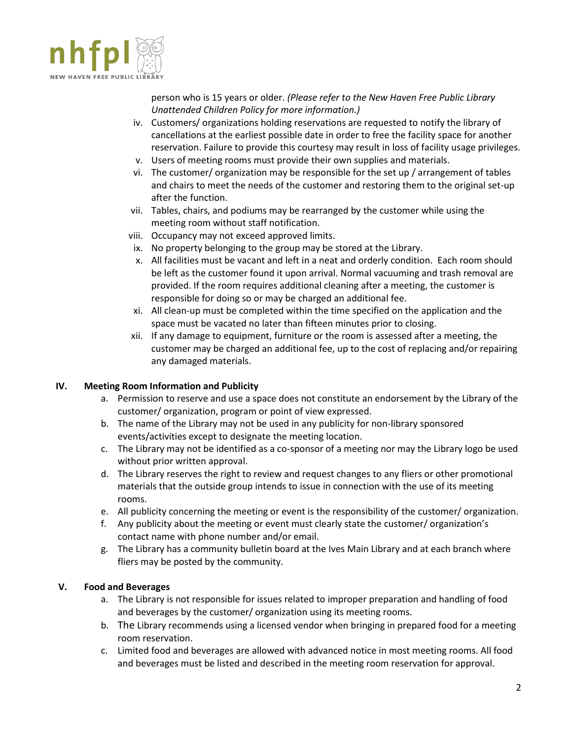person who is 15 years or older. *(Please refer to the New Haven Free Public Library Unattended Children Policy for more information.)*

iv. Customers/ organizations holding reservations are requested to notify the library of cancellations at the earliest possible date in order to free the facility space for another reservation. Failure to provide this courtesy may result in loss of facility usage privileges.

v. Users of meeting rooms must provide their own supplies and materials.

vi. The customer/ organization may be responsible for the set up / arrangement of tables and chairs to meet the needs of the customer and restoring them to the original set-up after the function.

vii. Tables, chairs, and podiums may be rearranged by the customer while using the meeting room without staff notification.

viii. Occupancy may not exceed approved limits.

ix. No property belonging to the group may be stored at the Library.

x. All facilities must be vacant and left in a neat and orderly condition. Each room should be left as the customer found it upon arrival. Normal vacuuming and trash removal are provided. If the room requires additional cleaning after a meeting, the customer is responsible for doing so or may be charged an additional fee.

xi. All clean-up must be completed within the time specified on the application and the space must be vacated no later than fifteen minutes prior to closing.

xii. If any damage to equipment, furniture or the room is assessed after a meeting, the customer may be charged an additional fee, up to the cost of replacing and/or repairing any damaged materials.

## IV. Meeting Room Information and Publicity

a. Permission to reserve and use a space does not constitute an endorsement by the Library of the customer/ organization, program or point of view expressed.

b. The name of the Library may not be used in any publicity for non-library sponsored events/activities except to designate the meeting location.

c. The Library may not be identified as a co-sponsor of a meeting nor may the Library logo be used without prior written approval.

d. The Library reserves the right to review and request changes to any fliers or other promotional materials that the outside group intends to issue in connection with the use of its meeting rooms.

e. All publicity concerning the meeting or event is the responsibility of the customer/ organization.

f. Any publicity about the meeting or event must clearly state the customer/ organization's contact name with phone number and/or email.

g. The Library has a community bulletin board at the Ives Main Library and at each branch where fliers may be posted by the community.

## V. Food and Beverages

a. The Library is not responsible for issues related to improper preparation and handling of food and beverages by the customer/ organization using its meeting rooms.

b. The Library recommends using a licensed vendor when bringing in prepared food for a meeting room reservation.

c. Limited food and beverages are allowed with advanced notice in most meeting rooms. All food and beverages must be listed and described in the meeting room reservation for approval.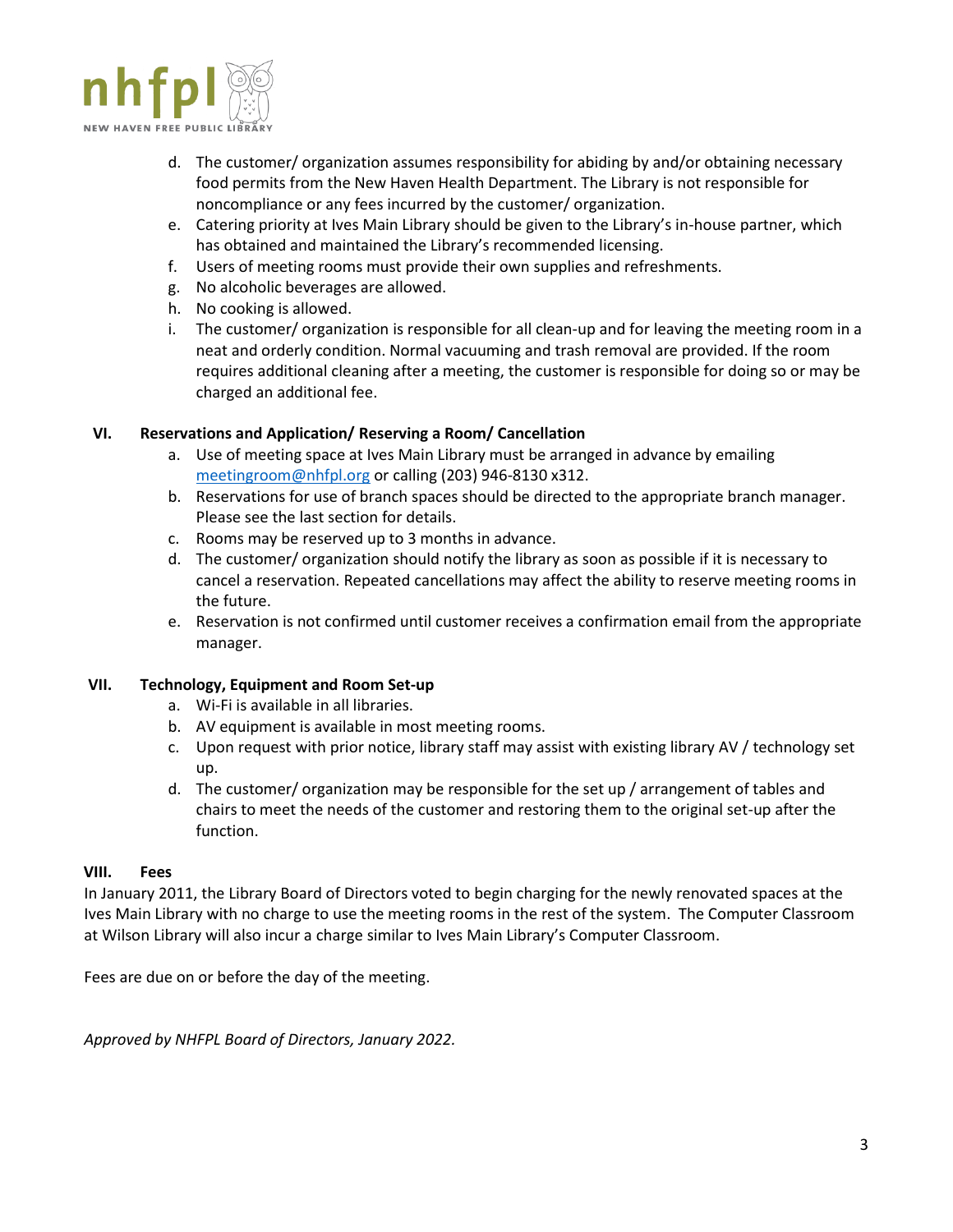d. The customer/ organization assumes responsibility for abiding by and/or obtaining necessary food permits from the New Haven Health Department. The Library is not responsible for noncompliance or any fees incurred by the customer/ organization.
e. Catering priority at Ives Main Library should be given to the Library's in-house partner, which has obtained and maintained the Library's recommended licensing.
f. Users of meeting rooms must provide their own supplies and refreshments.
g. No alcoholic beverages are allowed.
h. No cooking is allowed.
i. The customer/ organization is responsible for all clean-up and for leaving the meeting room in a neat and orderly condition. Normal vacuuming and trash removal are provided. If the room requires additional cleaning after a meeting, the customer is responsible for doing so or may be charged an additional fee.

## VI. Reservations and Application/ Reserving a Room/ Cancellation

a. Use of meeting space at Ives Main Library must be arranged in advance by emailing meetingroom@nhfpl.org or calling (203) 946-8130 x312.
b. Reservations for use of branch spaces should be directed to the appropriate branch manager. Please see the last section for details.
c. Rooms may be reserved up to 3 months in advance.
d. The customer/ organization should notify the library as soon as possible if it is necessary to cancel a reservation. Repeated cancellations may affect the ability to reserve meeting rooms in the future.
e. Reservation is not confirmed until customer receives a confirmation email from the appropriate manager.

## VII. Technology, Equipment and Room Set-up

a. Wi-Fi is available in all libraries.
b. AV equipment is available in most meeting rooms.
c. Upon request with prior notice, library staff may assist with existing library AV / technology set up.
d. The customer/ organization may be responsible for the set up / arrangement of tables and chairs to meet the needs of the customer and restoring them to the original set-up after the function.

## VIII. Fees

In January 2011, the Library Board of Directors voted to begin charging for the newly renovated spaces at the Ives Main Library with no charge to use the meeting rooms in the rest of the system. The Computer Classroom at Wilson Library will also incur a charge similar to Ives Main Library's Computer Classroom.

Fees are due on or before the day of the meeting.

*Approved by NHFPL Board of Directors, January 2022.*